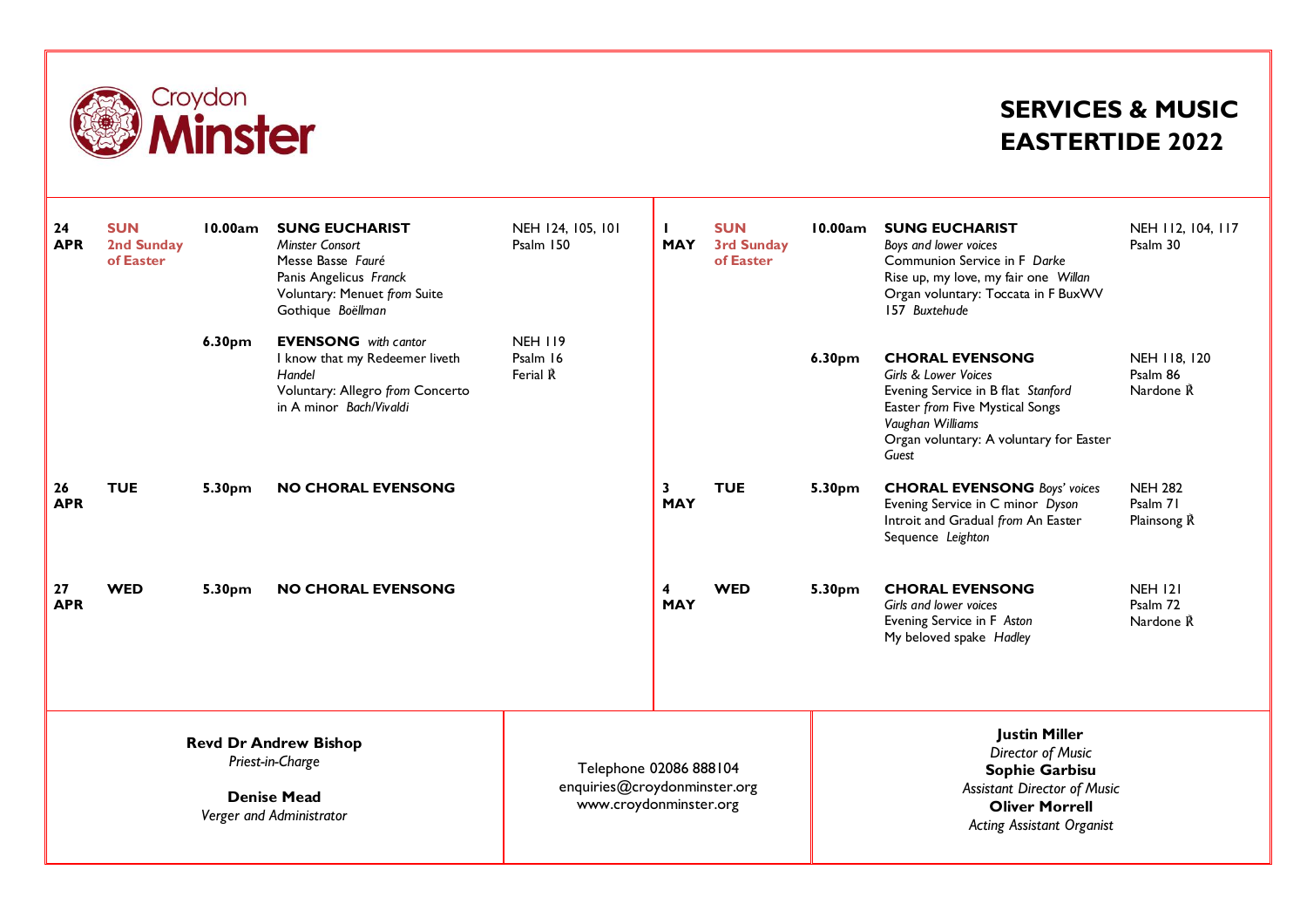# Croydon Minster

## SERVICES & MUSIC EASTERTIDE 2022

| Date | Day | Time | Service & Music | Hymns/Psalms |
|---|---|---|---|---|
| 24 APR | SUN 2nd Sunday of Easter | 10.00am | **SUNG EUCHARIST** *Minster Consort* Messe Basse *Fauré* Panis Angelicus *Franck* Voluntary: Menuet *from* Suite Gothique *Boëllman* | NEH 124, 105, 101 Psalm 150 |
| | | 6.30pm | **EVENSONG** *with cantor* I know that my Redeemer liveth *Handel* Voluntary: Allegro *from* Concerto in A minor *Bach/Vivaldi* | NEH 119 Psalm 16 Ferial ℟ |
| 26 APR | TUE | 5.30pm | **NO CHORAL EVENSONG** | |
| 27 APR | WED | 5.30pm | **NO CHORAL EVENSONG** | |
| 1 MAY | SUN 3rd Sunday of Easter | 10.00am | **SUNG EUCHARIST** *Boys and lower voices* Communion Service in F *Darke* Rise up, my love, my fair one *Willan* Organ voluntary: Toccata in F BuxWV 157 *Buxtehude* | NEH 112, 104, 117 Psalm 30 |
| | | 6.30pm | **CHORAL EVENSONG** *Girls & Lower Voices* Evening Service in B flat *Stanford* Easter *from* Five Mystical Songs *Vaughan Williams* Organ voluntary: A voluntary for Easter *Guest* | NEH 118, 120 Psalm 86 Nardone ℟ |
| 3 MAY | TUE | 5.30pm | **CHORAL EVENSONG** *Boys' voices* Evening Service in C minor *Dyson* Introit and Gradual *from* An Easter Sequence *Leighton* | NEH 282 Psalm 71 Plainsong ℟ |
| 4 MAY | WED | 5.30pm | **CHORAL EVENSONG** *Girls and lower voices* Evening Service in F *Aston* My beloved spake *Hadley* | NEH 121 Psalm 72 Nardone ℟ |

**Revd Dr Andrew Bishop**
*Priest-in-Charge*

**Denise Mead**
*Verger and Administrator*

Telephone 02086 888104
enquiries@croydonminster.org
www.croydonminster.org

**Justin Miller**
*Director of Music*
**Sophie Garbisu**
*Assistant Director of Music*
**Oliver Morrell**
*Acting Assistant Organist*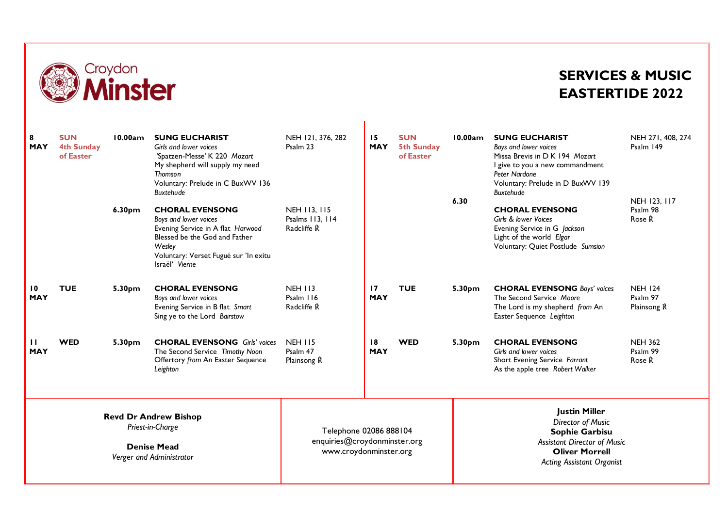Croydon **Minster**

# SERVICES & MUSIC EASTERTIDE 2022

| Date | Day | Time | Service | Hymns/Psalms |
|---|---|---|---|---|
| **8 MAY** | **SUN 4th Sunday of Easter** | **10.00am** | **SUNG EUCHARIST** *Girls and lower voices* 'Spatzen-Messe' K 220 *Mozart* My shepherd will supply my need *Thomson* Voluntary: Prelude in C BuxWV 136 *Buxtehude* | NEH 121, 376, 282 Psalm 23 |
| | | **6.30pm** | **CHORAL EVENSONG** *Boys and lower voices* Evening Service in A flat *Harwood* Blessed be the God and Father *Wesley* Voluntary: Verset Fugué sur 'In exitu Israël' *Vierne* | NEH 113, 115 Psalms 113, 114 Radcliffe ℟ |
| **10 MAY** | **TUE** | **5.30pm** | **CHORAL EVENSONG** *Boys and lower voices* Evening Service in B flat *Smart* Sing ye to the Lord *Bairstow* | NEH 113 Psalm 116 Radcliffe ℟ |
| **11 MAY** | **WED** | **5.30pm** | **CHORAL EVENSONG** *Girls' voices* The Second Service *Timothy Noon* Offertory *from* An Easter Sequence *Leighton* | NEH 115 Psalm 47 Plainsong ℟ |
| **15 MAY** | **SUN 5th Sunday of Easter** | **10.00am** | **SUNG EUCHARIST** *Boys and lower voices* Missa Brevis in D K 194 *Mozart* I give to you a new commandment *Peter Nardone* Voluntary: Prelude in D BuxWV 139 *Buxtehude* | NEH 271, 408, 274 Psalm 149 |
| | | **6.30** | **CHORAL EVENSONG** *Girls & lower Voices* Evening Service in G *Jackson* Light of the world *Elgar* Voluntary: Quiet Postlude *Sumsion* | NEH 123, 117 Psalm 98 Rose ℟ |
| **17 MAY** | **TUE** | **5.30pm** | **CHORAL EVENSONG** *Boys' voices* The Second Service *Moore* The Lord is my shepherd *from* An Easter Sequence *Leighton* | NEH 124 Psalm 97 Plainsong ℟ |
| **18 MAY** | **WED** | **5.30pm** | **CHORAL EVENSONG** *Girls and lower voices* Short Evening Service *Farrant* As the apple tree *Robert Walker* | NEH 362 Psalm 99 Rose ℟ |

**Revd Dr Andrew Bishop**
*Priest-in-Charge*

**Denise Mead**
*Verger and Administrator*

Telephone 02086 888104
enquiries@croydonminster.org
www.croydonminster.org

**Justin Miller**
*Director of Music*
**Sophie Garbisu**
*Assistant Director of Music*
**Oliver Morrell**
*Acting Assistant Organist*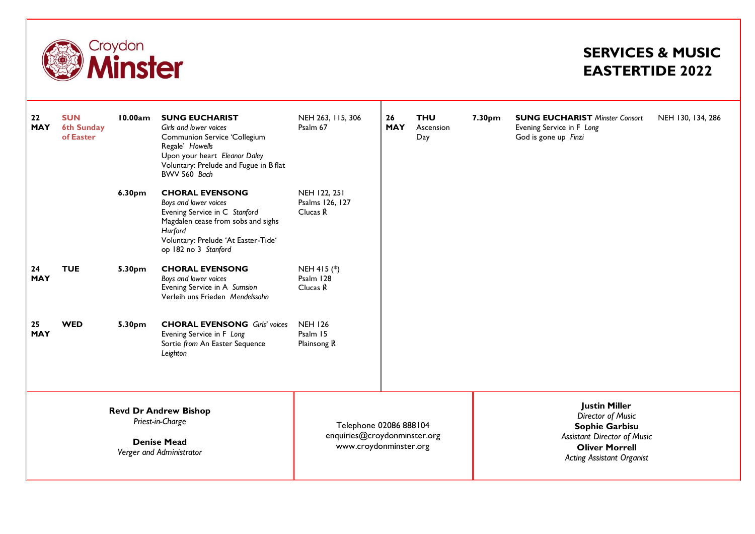# Croydon Minster

## SERVICES & MUSIC EASTERTIDE 2022

| | | | | |
|---|---|---|---|---|
| **22 MAY** | **SUN 6th Sunday of Easter** | **10.00am** | **SUNG EUCHARIST** *Girls and lower voices* Communion Service 'Collegium Regale' *Howells* Upon your heart *Eleanor Daley* Voluntary: Prelude and Fugue in B flat BWV 560 *Bach* | NEH 263, 115, 306 Psalm 67 |
| | | **6.30pm** | **CHORAL EVENSONG** *Boys and lower voices* Evening Service in C *Stanford* Magdalen cease from sobs and sighs *Hurford* Voluntary: Prelude 'At Easter-Tide' op 182 no 3 *Stanford* | NEH 122, 251 Psalms 126, 127 Clucas ℟ |
| **24 MAY** | **TUE** | **5.30pm** | **CHORAL EVENSONG** *Boys and lower voices* Evening Service in A *Sumsion* Verleih uns Frieden *Mendelssohn* | NEH 415 (*) Psalm 128 Clucas ℟ |
| **25 MAY** | **WED** | **5.30pm** | **CHORAL EVENSONG** *Girls' voices* Evening Service in F *Long* Sortie *from* An Easter Sequence *Leighton* | NEH 126 Psalm 15 Plainsong ℟ |
| **26 MAY** | **THU** Ascension Day | **7.30pm** | **SUNG EUCHARIST** *Minster Consort* Evening Service in F *Long* God is gone up *Finzi* | NEH 130, 134, 286 |

**Revd Dr Andrew Bishop**
*Priest-in-Charge*

**Denise Mead**
*Verger and Administrator*

Telephone 02086 888104
enquiries@croydonminster.org
www.croydonminster.org

**Justin Miller**
*Director of Music*
**Sophie Garbisu**
*Assistant Director of Music*
**Oliver Morrell**
*Acting Assistant Organist*